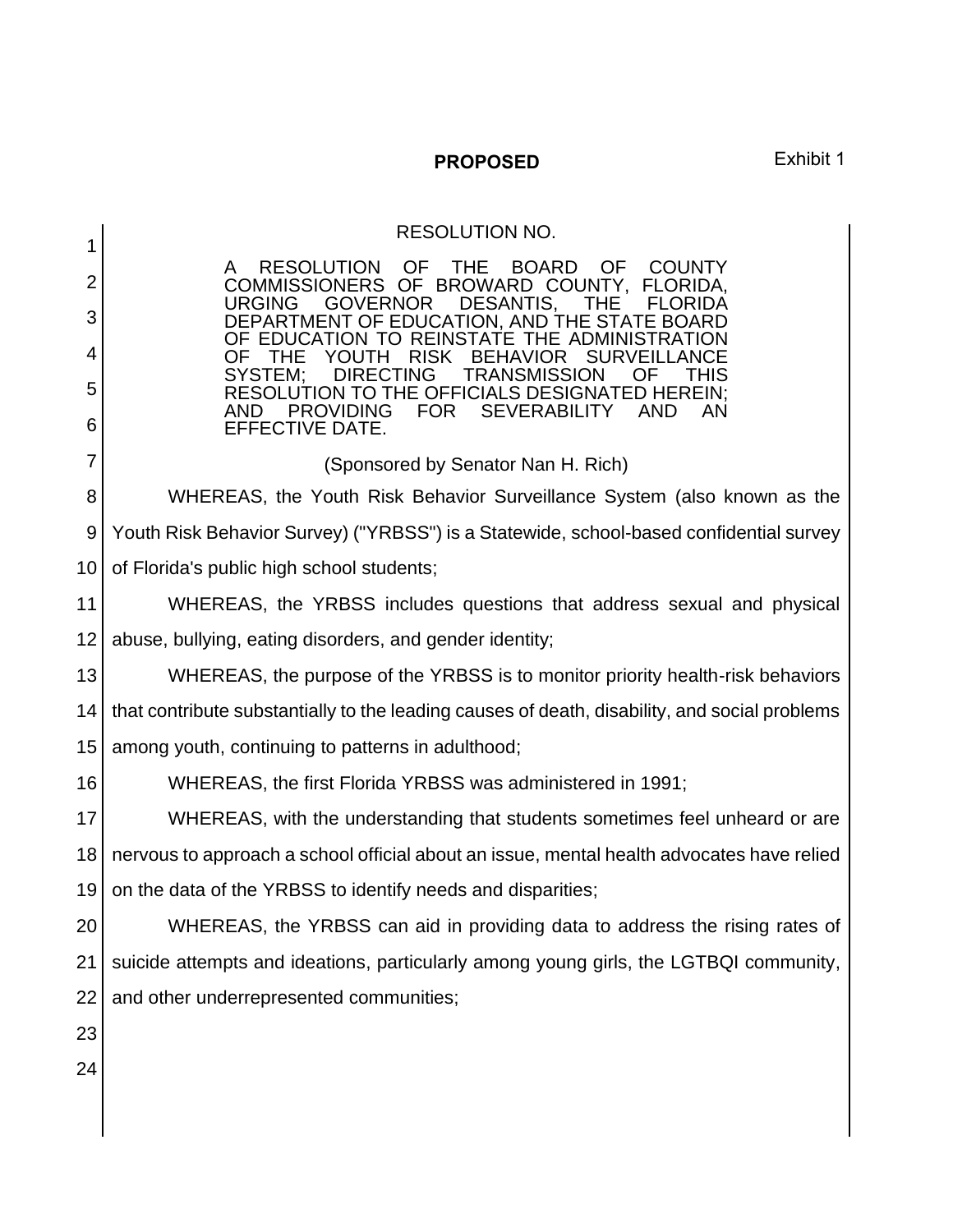**PROPOSED** Exhibit 1

RESOLUTION NO.

A RESOLUTION OF THE BOARD OF COUNTY COMMISSIONERS OF BROWARD COUNTY, FLORIDA, URGING GOVERNOR DESANTIS, THE FLORIDA DEPARTMENT OF EDUCATION, AND THE STATE BOARD OF EDUCATION TO REINSTATE THE ADMINISTRATION OF THE YOUTH RISK BEHAVIOR SURVEILLANCE SYSTEM; DIRECTING TRANSMISSION OF THIS RESOLUTION TO THE OFFICIALS DESIGNATED HEREIN; AND PROVIDING FOR SEVERABILITY AND AN EFFECTIVE DATE.

(Sponsored by Senator Nan H. Rich)

WHEREAS, the Youth Risk Behavior Surveillance System (also known as the Youth Risk Behavior Survey) ("YRBSS") is a Statewide, school-based confidential survey of Florida's public high school students;

WHEREAS, the YRBSS includes questions that address sexual and physical abuse, bullying, eating disorders, and gender identity;

WHEREAS, the purpose of the YRBSS is to monitor priority health-risk behaviors that contribute substantially to the leading causes of death, disability, and social problems among youth, continuing to patterns in adulthood;

WHEREAS, the first Florida YRBSS was administered in 1991;

WHEREAS, with the understanding that students sometimes feel unheard or are nervous to approach a school official about an issue, mental health advocates have relied on the data of the YRBSS to identify needs and disparities;

WHEREAS, the YRBSS can aid in providing data to address the rising rates of suicide attempts and ideations, particularly among young girls, the LGTBQI community, and other underrepresented communities;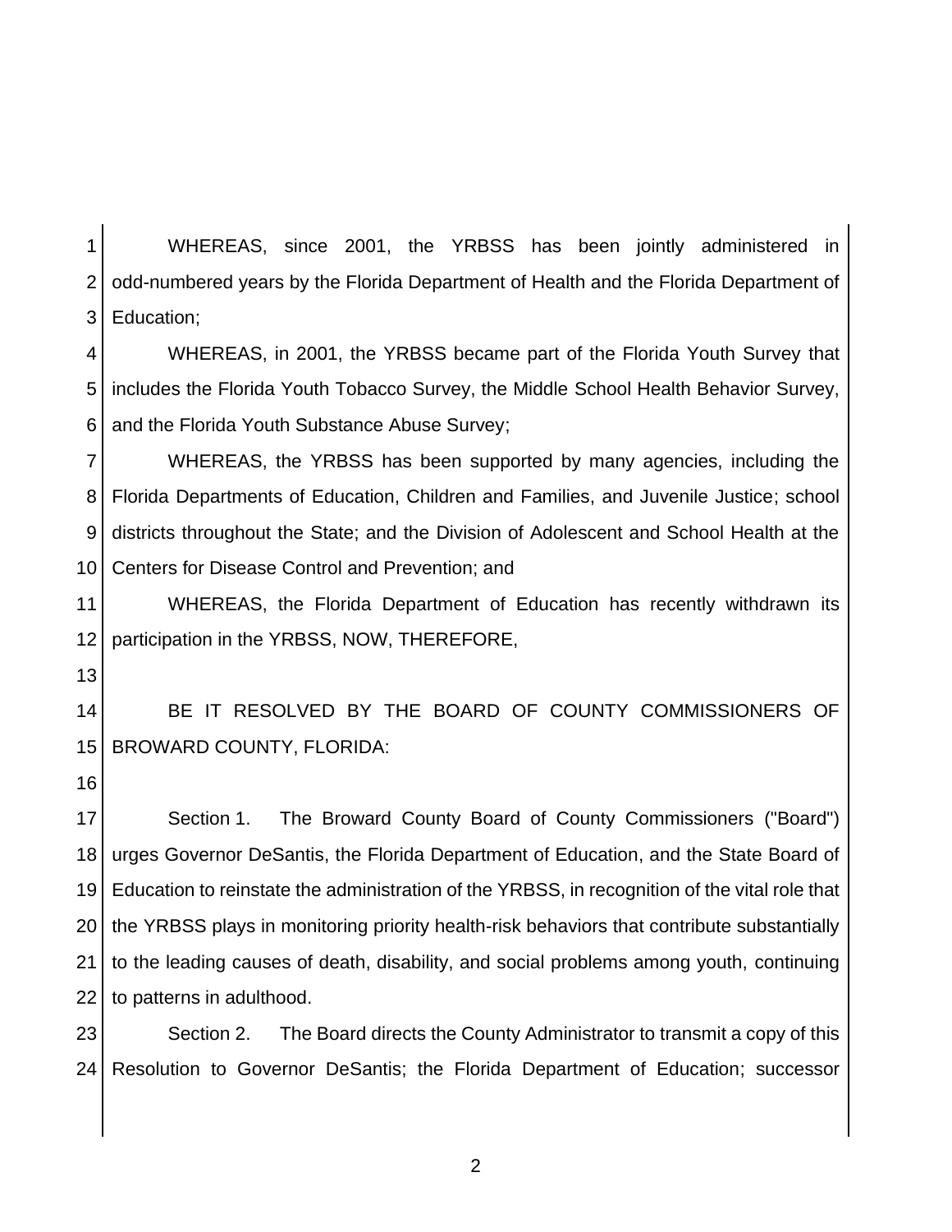WHEREAS, since 2001, the YRBSS has been jointly administered in odd-numbered years by the Florida Department of Health and the Florida Department of Education;

WHEREAS, in 2001, the YRBSS became part of the Florida Youth Survey that includes the Florida Youth Tobacco Survey, the Middle School Health Behavior Survey, and the Florida Youth Substance Abuse Survey;

WHEREAS, the YRBSS has been supported by many agencies, including the Florida Departments of Education, Children and Families, and Juvenile Justice; school districts throughout the State; and the Division of Adolescent and School Health at the Centers for Disease Control and Prevention; and

WHEREAS, the Florida Department of Education has recently withdrawn its participation in the YRBSS, NOW, THEREFORE,

BE IT RESOLVED BY THE BOARD OF COUNTY COMMISSIONERS OF BROWARD COUNTY, FLORIDA:

Section 1. The Broward County Board of County Commissioners ("Board") urges Governor DeSantis, the Florida Department of Education, and the State Board of Education to reinstate the administration of the YRBSS, in recognition of the vital role that the YRBSS plays in monitoring priority health-risk behaviors that contribute substantially to the leading causes of death, disability, and social problems among youth, continuing to patterns in adulthood.

Section 2. The Board directs the County Administrator to transmit a copy of this Resolution to Governor DeSantis; the Florida Department of Education; successor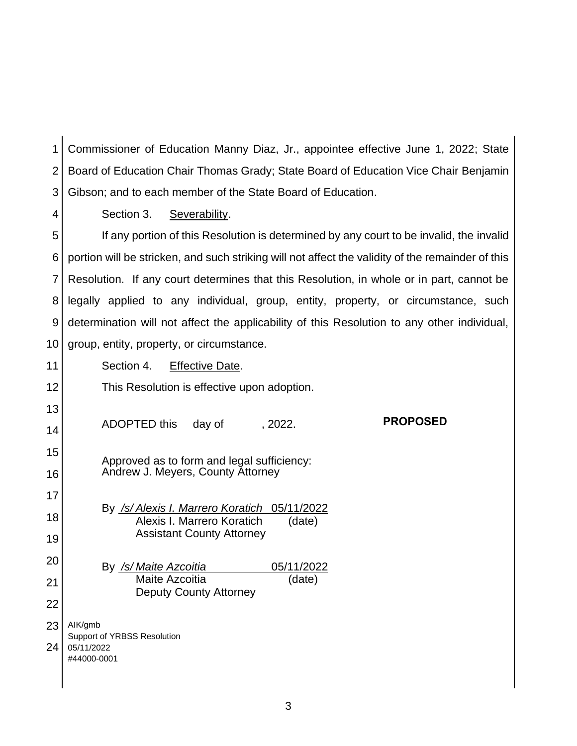Commissioner of Education Manny Diaz, Jr., appointee effective June 1, 2022; State Board of Education Chair Thomas Grady; State Board of Education Vice Chair Benjamin Gibson; and to each member of the State Board of Education.

Section 3. Severability.

If any portion of this Resolution is determined by any court to be invalid, the invalid portion will be stricken, and such striking will not affect the validity of the remainder of this Resolution. If any court determines that this Resolution, in whole or in part, cannot be legally applied to any individual, group, entity, property, or circumstance, such determination will not affect the applicability of this Resolution to any other individual, group, entity, property, or circumstance.

Section 4. Effective Date.

This Resolution is effective upon adoption.

ADOPTED this day of , 2022.

**PROPOSED**

Approved as to form and legal sufficiency:
Andrew J. Meyers, County Attorney

By */s/ Alexis I. Marrero Koratich* 05/11/2022
Alexis I. Marrero Koratich (date)
Assistant County Attorney

By */s/ Maite Azcoitia* 05/11/2022
Maite Azcoitia (date)
Deputy County Attorney

AIK/gmb
Support of YRBSS Resolution
05/11/2022
#44000-0001